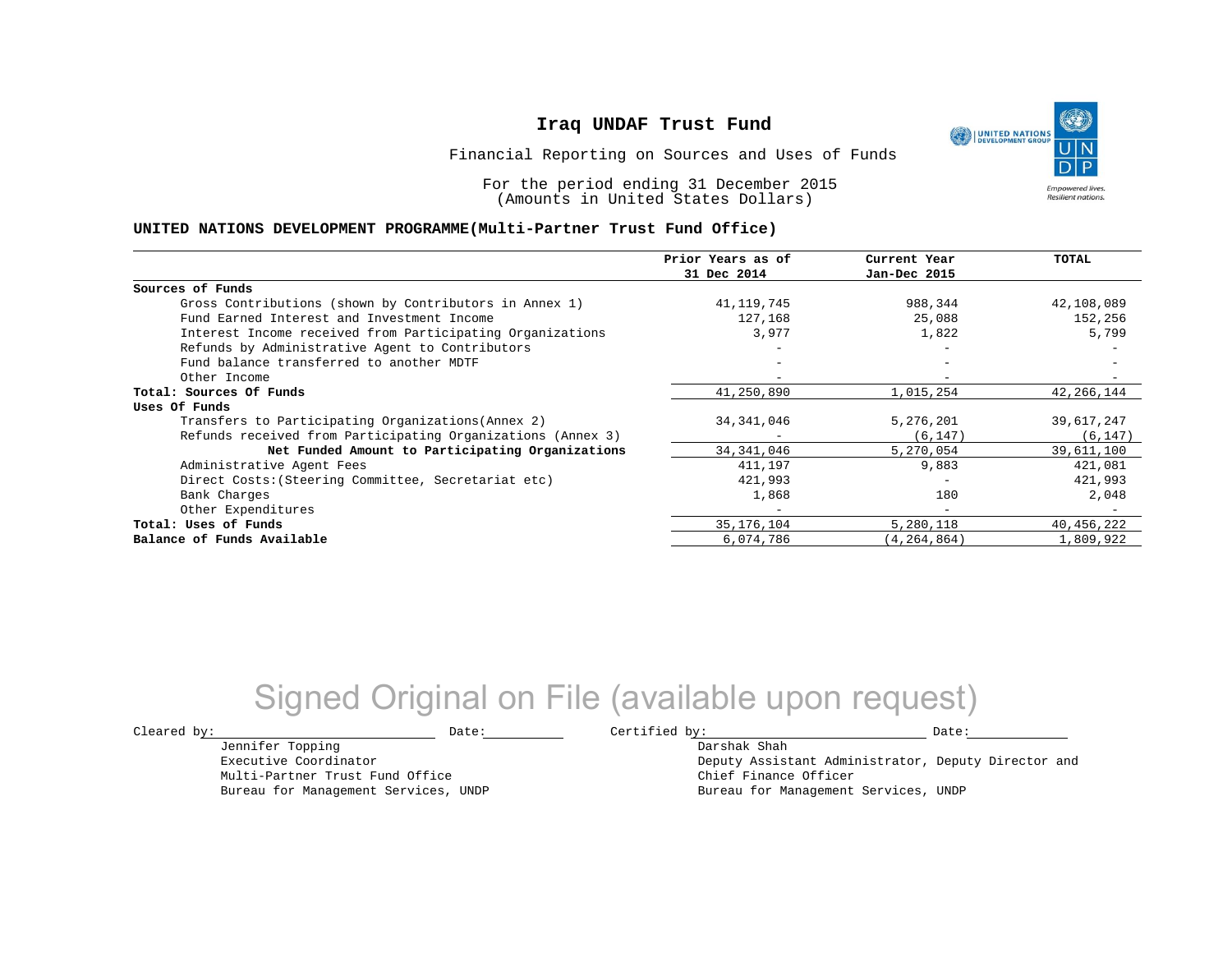# Iraq UNDAF Trust Fund

Financial Reporting on Sources and Uses of Funds

For the period ending 31 December 2015
(Amounts in United States Dollars)

**UNITED NATIONS DEVELOPMENT PROGRAMME(Multi-Partner Trust Fund Office)**

| | Prior Years as of 31 Dec 2014 | Current Year Jan-Dec 2015 | TOTAL |
|---|---|---|---|
| **Sources of Funds** | | | |
| Gross Contributions (shown by Contributors in Annex 1) | 41,119,745 | 988,344 | 42,108,089 |
| Fund Earned Interest and Investment Income | 127,168 | 25,088 | 152,256 |
| Interest Income received from Participating Organizations | 3,977 | 1,822 | 5,799 |
| Refunds by Administrative Agent to Contributors | - | - | - |
| Fund balance transferred to another MDTF | - | - | - |
| Other Income | - | - | - |
| **Total: Sources Of Funds** | 41,250,890 | 1,015,254 | 42,266,144 |
| **Uses Of Funds** | | | |
| Transfers to Participating Organizations(Annex 2) | 34,341,046 | 5,276,201 | 39,617,247 |
| Refunds received from Participating Organizations (Annex 3) | - | (6,147) | (6,147) |
| **Net Funded Amount to Participating Organizations** | 34,341,046 | 5,270,054 | 39,611,100 |
| Administrative Agent Fees | 411,197 | 9,883 | 421,081 |
| Direct Costs:(Steering Committee, Secretariat etc) | 421,993 | - | 421,993 |
| Bank Charges | 1,868 | 180 | 2,048 |
| Other Expenditures | - | - | - |
| **Total: Uses of Funds** | 35,176,104 | 5,280,118 | 40,456,222 |
| **Balance of Funds Available** | 6,074,786 | (4,264,864) | 1,809,922 |

Signed Original on File (available upon request)

Cleared by: \_\_\_\_\_\_\_\_\_\_\_\_\_\_\_\_ Date: \_\_\_\_\_\_\_\_
Jennifer Topping
Executive Coordinator
Multi-Partner Trust Fund Office
Bureau for Management Services, UNDP

Certified by: \_\_\_\_\_\_\_\_\_\_\_\_\_\_\_\_ Date: \_\_\_\_\_\_\_\_
Darshak Shah
Deputy Assistant Administrator, Deputy Director and Chief Finance Officer
Bureau for Management Services, UNDP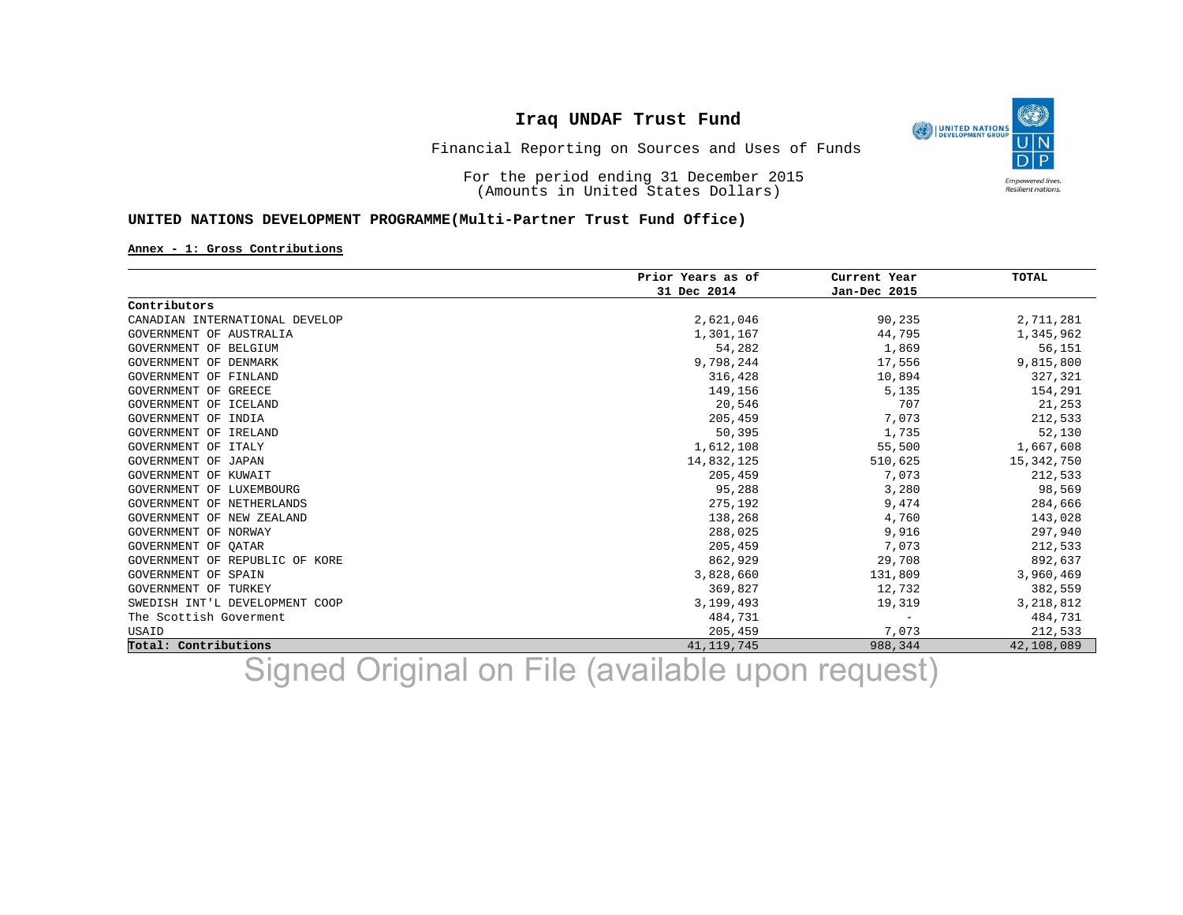# Iraq UNDAF Trust Fund

Financial Reporting on Sources and Uses of Funds

For the period ending 31 December 2015
(Amounts in United States Dollars)

**UNITED NATIONS DEVELOPMENT PROGRAMME(Multi-Partner Trust Fund Office)**

**Annex - 1: Gross Contributions**

| Contributors | Prior Years as of 31 Dec 2014 | Current Year Jan-Dec 2015 | TOTAL |
|---|---:|---:|---:|
| CANADIAN INTERNATIONAL DEVELOP | 2,621,046 | 90,235 | 2,711,281 |
| GOVERNMENT OF AUSTRALIA | 1,301,167 | 44,795 | 1,345,962 |
| GOVERNMENT OF BELGIUM | 54,282 | 1,869 | 56,151 |
| GOVERNMENT OF DENMARK | 9,798,244 | 17,556 | 9,815,800 |
| GOVERNMENT OF FINLAND | 316,428 | 10,894 | 327,321 |
| GOVERNMENT OF GREECE | 149,156 | 5,135 | 154,291 |
| GOVERNMENT OF ICELAND | 20,546 | 707 | 21,253 |
| GOVERNMENT OF INDIA | 205,459 | 7,073 | 212,533 |
| GOVERNMENT OF IRELAND | 50,395 | 1,735 | 52,130 |
| GOVERNMENT OF ITALY | 1,612,108 | 55,500 | 1,667,608 |
| GOVERNMENT OF JAPAN | 14,832,125 | 510,625 | 15,342,750 |
| GOVERNMENT OF KUWAIT | 205,459 | 7,073 | 212,533 |
| GOVERNMENT OF LUXEMBOURG | 95,288 | 3,280 | 98,569 |
| GOVERNMENT OF NETHERLANDS | 275,192 | 9,474 | 284,666 |
| GOVERNMENT OF NEW ZEALAND | 138,268 | 4,760 | 143,028 |
| GOVERNMENT OF NORWAY | 288,025 | 9,916 | 297,940 |
| GOVERNMENT OF QATAR | 205,459 | 7,073 | 212,533 |
| GOVERNMENT OF REPUBLIC OF KORE | 862,929 | 29,708 | 892,637 |
| GOVERNMENT OF SPAIN | 3,828,660 | 131,809 | 3,960,469 |
| GOVERNMENT OF TURKEY | 369,827 | 12,732 | 382,559 |
| SWEDISH INT'L DEVELOPMENT COOP | 3,199,493 | 19,319 | 3,218,812 |
| The Scottish Goverment | 484,731 | - | 484,731 |
| USAID | 205,459 | 7,073 | 212,533 |
| **Total: Contributions** | 41,119,745 | 988,344 | 42,108,089 |

Signed Original on File (available upon request)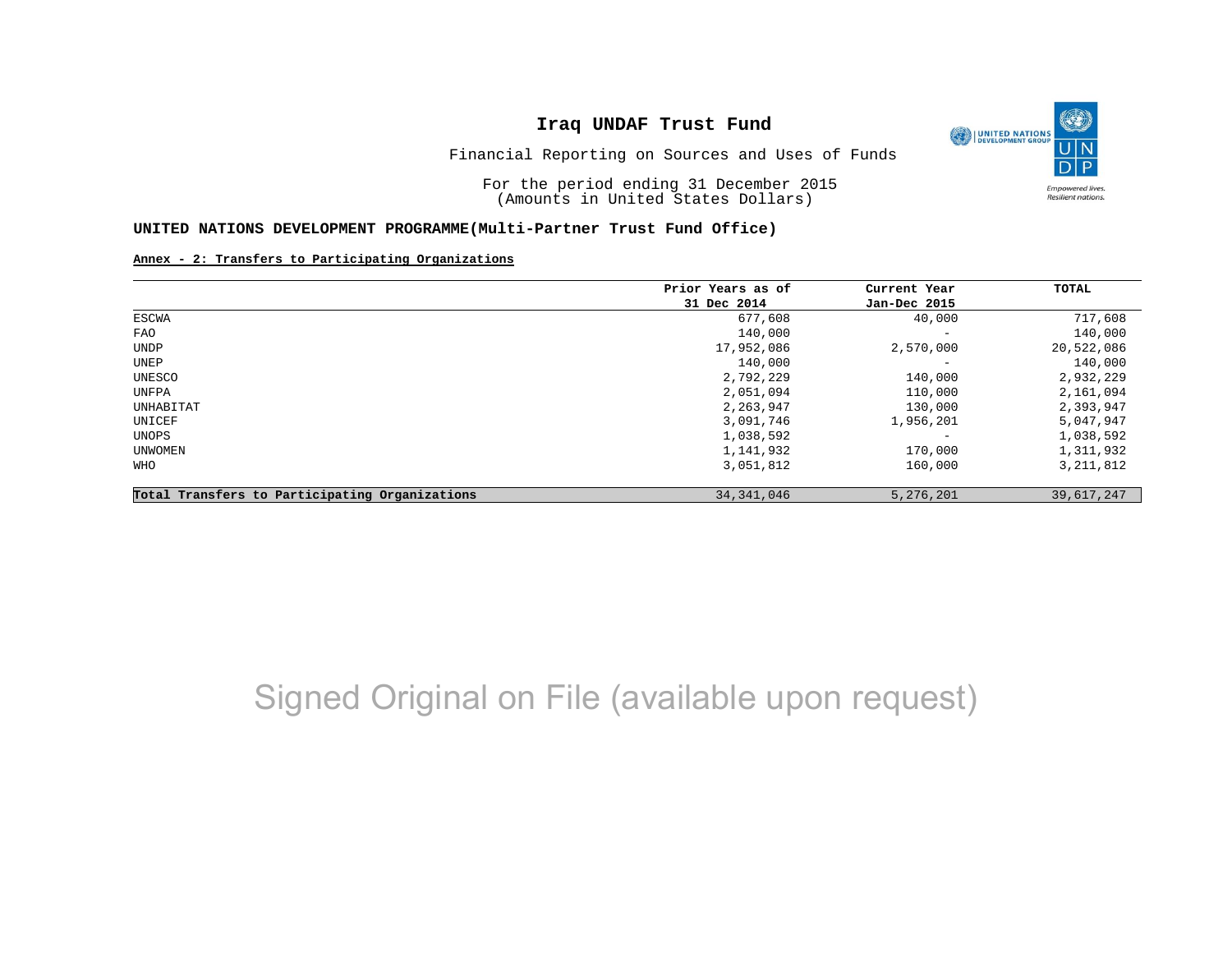# Iraq UNDAF Trust Fund

Financial Reporting on Sources and Uses of Funds

For the period ending 31 December 2015
(Amounts in United States Dollars)

**UNITED NATIONS DEVELOPMENT PROGRAMME(Multi-Partner Trust Fund Office)**

**Annex - 2: Transfers to Participating Organizations**

| | Prior Years as of 31 Dec 2014 | Current Year Jan-Dec 2015 | TOTAL |
|---|---|---|---|
| ESCWA | 677,608 | 40,000 | 717,608 |
| FAO | 140,000 | - | 140,000 |
| UNDP | 17,952,086 | 2,570,000 | 20,522,086 |
| UNEP | 140,000 | - | 140,000 |
| UNESCO | 2,792,229 | 140,000 | 2,932,229 |
| UNFPA | 2,051,094 | 110,000 | 2,161,094 |
| UNHABITAT | 2,263,947 | 130,000 | 2,393,947 |
| UNICEF | 3,091,746 | 1,956,201 | 5,047,947 |
| UNOPS | 1,038,592 | - | 1,038,592 |
| UNWOMEN | 1,141,932 | 170,000 | 1,311,932 |
| WHO | 3,051,812 | 160,000 | 3,211,812 |
| **Total Transfers to Participating Organizations** | 34,341,046 | 5,276,201 | 39,617,247 |

Signed Original on File (available upon request)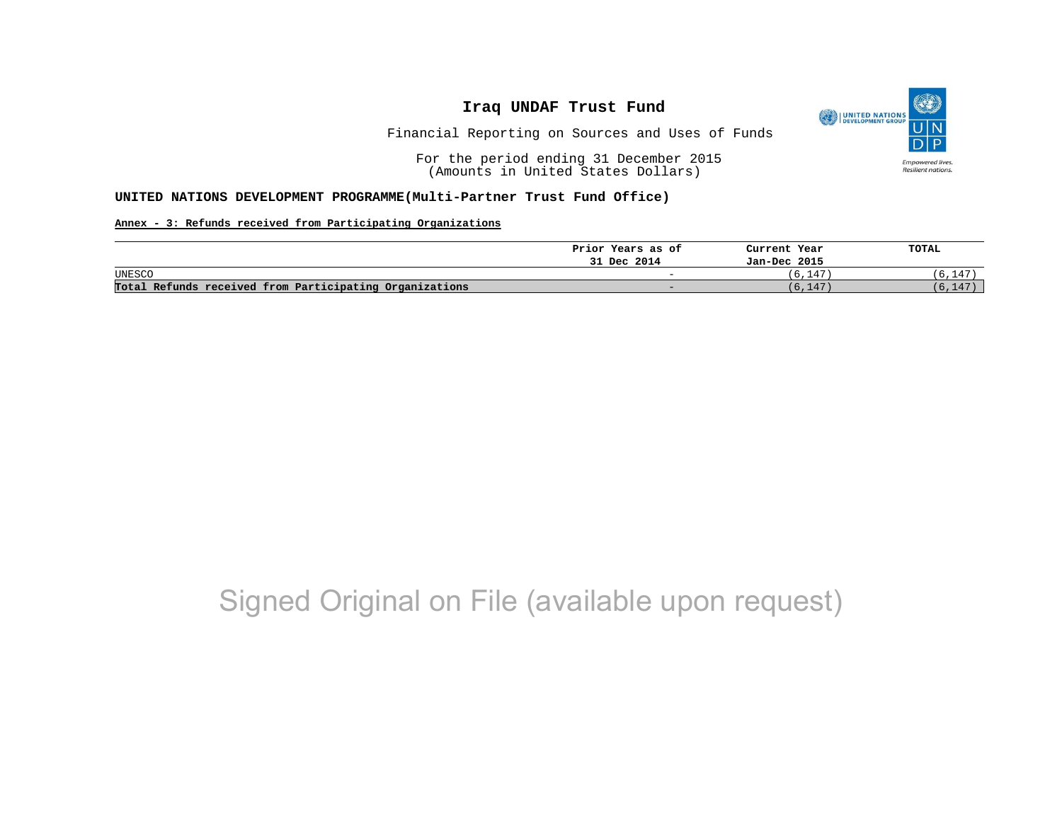# Iraq UNDAF Trust Fund

Financial Reporting on Sources and Uses of Funds

For the period ending 31 December 2015
(Amounts in United States Dollars)

**UNITED NATIONS DEVELOPMENT PROGRAMME(Multi-Partner Trust Fund Office)**

**Annex - 3: Refunds received from Participating Organizations**

| | Prior Years as of 31 Dec 2014 | Current Year Jan-Dec 2015 | TOTAL |
|---|---|---|---|
| UNESCO | - | (6,147) | (6,147) |
| **Total Refunds received from Participating Organizations** | - | (6,147) | (6,147) |

Signed Original on File (available upon request)